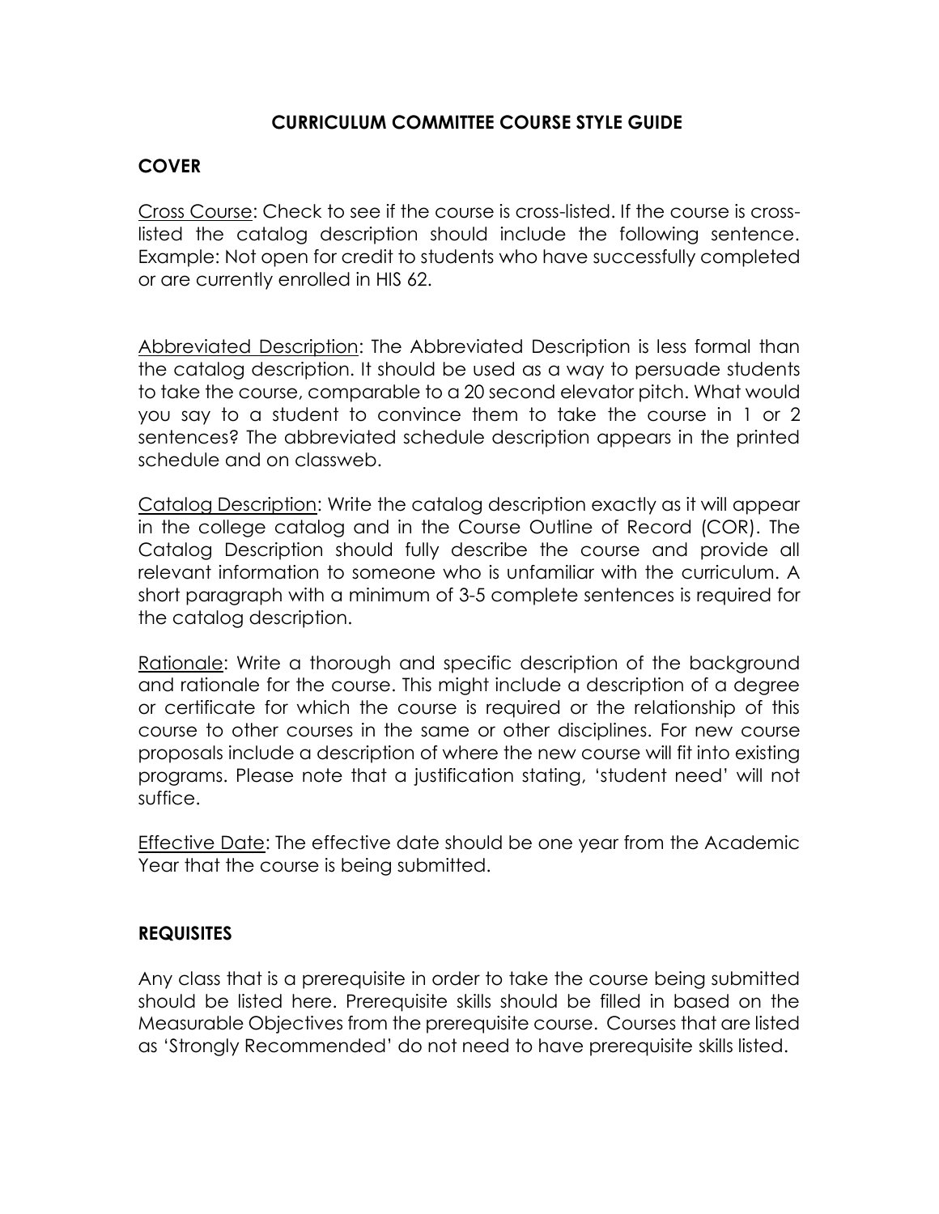# CURRICULUM COMMITTEE COURSE STYLE GUIDE

## COVER

<u>Cross Course</u>: Check to see if the course is cross-listed. If the course is cross-listed the catalog description should include the following sentence. Example: Not open for credit to students who have successfully completed or are currently enrolled in HIS 62.

<u>Abbreviated Description</u>: The Abbreviated Description is less formal than the catalog description. It should be used as a way to persuade students to take the course, comparable to a 20 second elevator pitch. What would you say to a student to convince them to take the course in 1 or 2 sentences? The abbreviated schedule description appears in the printed schedule and on classweb.

<u>Catalog Description</u>: Write the catalog description exactly as it will appear in the college catalog and in the Course Outline of Record (COR). The Catalog Description should fully describe the course and provide all relevant information to someone who is unfamiliar with the curriculum. A short paragraph with a minimum of 3-5 complete sentences is required for the catalog description.

<u>Rationale</u>: Write a thorough and specific description of the background and rationale for the course. This might include a description of a degree or certificate for which the course is required or the relationship of this course to other courses in the same or other disciplines. For new course proposals include a description of where the new course will fit into existing programs. Please note that a justification stating, 'student need' will not suffice.

<u>Effective Date</u>: The effective date should be one year from the Academic Year that the course is being submitted.

## REQUISITES

Any class that is a prerequisite in order to take the course being submitted should be listed here. Prerequisite skills should be filled in based on the Measurable Objectives from the prerequisite course. Courses that are listed as 'Strongly Recommended' do not need to have prerequisite skills listed.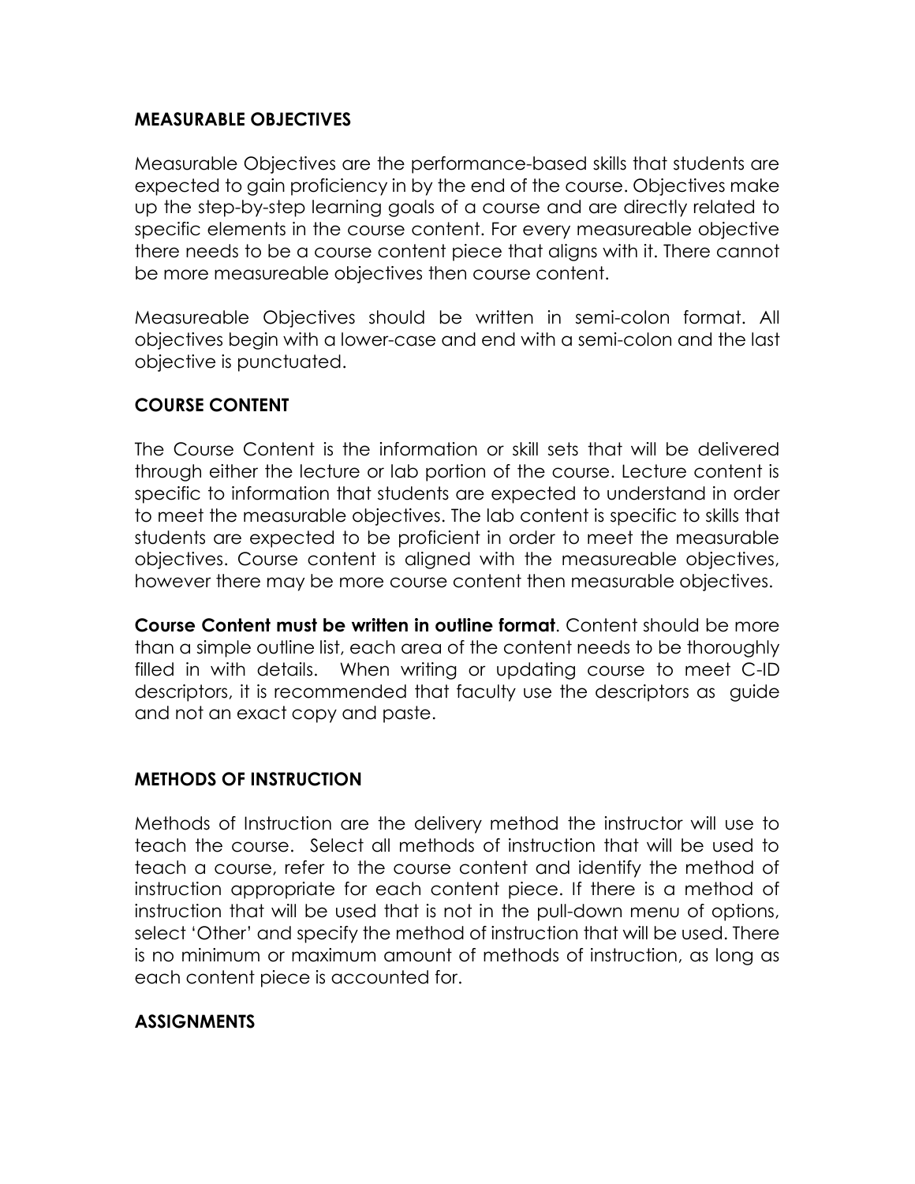## MEASURABLE OBJECTIVES

Measurable Objectives are the performance-based skills that students are expected to gain proficiency in by the end of the course. Objectives make up the step-by-step learning goals of a course and are directly related to specific elements in the course content. For every measureable objective there needs to be a course content piece that aligns with it. There cannot be more measureable objectives then course content.

Measureable Objectives should be written in semi-colon format. All objectives begin with a lower-case and end with a semi-colon and the last objective is punctuated.

## COURSE CONTENT

The Course Content is the information or skill sets that will be delivered through either the lecture or lab portion of the course. Lecture content is specific to information that students are expected to understand in order to meet the measurable objectives. The lab content is specific to skills that students are expected to be proficient in order to meet the measurable objectives. Course content is aligned with the measureable objectives, however there may be more course content then measurable objectives.

**Course Content must be written in outline format**. Content should be more than a simple outline list, each area of the content needs to be thoroughly filled in with details. When writing or updating course to meet C-ID descriptors, it is recommended that faculty use the descriptors as guide and not an exact copy and paste.

## METHODS OF INSTRUCTION

Methods of Instruction are the delivery method the instructor will use to teach the course. Select all methods of instruction that will be used to teach a course, refer to the course content and identify the method of instruction appropriate for each content piece. If there is a method of instruction that will be used that is not in the pull-down menu of options, select 'Other' and specify the method of instruction that will be used. There is no minimum or maximum amount of methods of instruction, as long as each content piece is accounted for.

## ASSIGNMENTS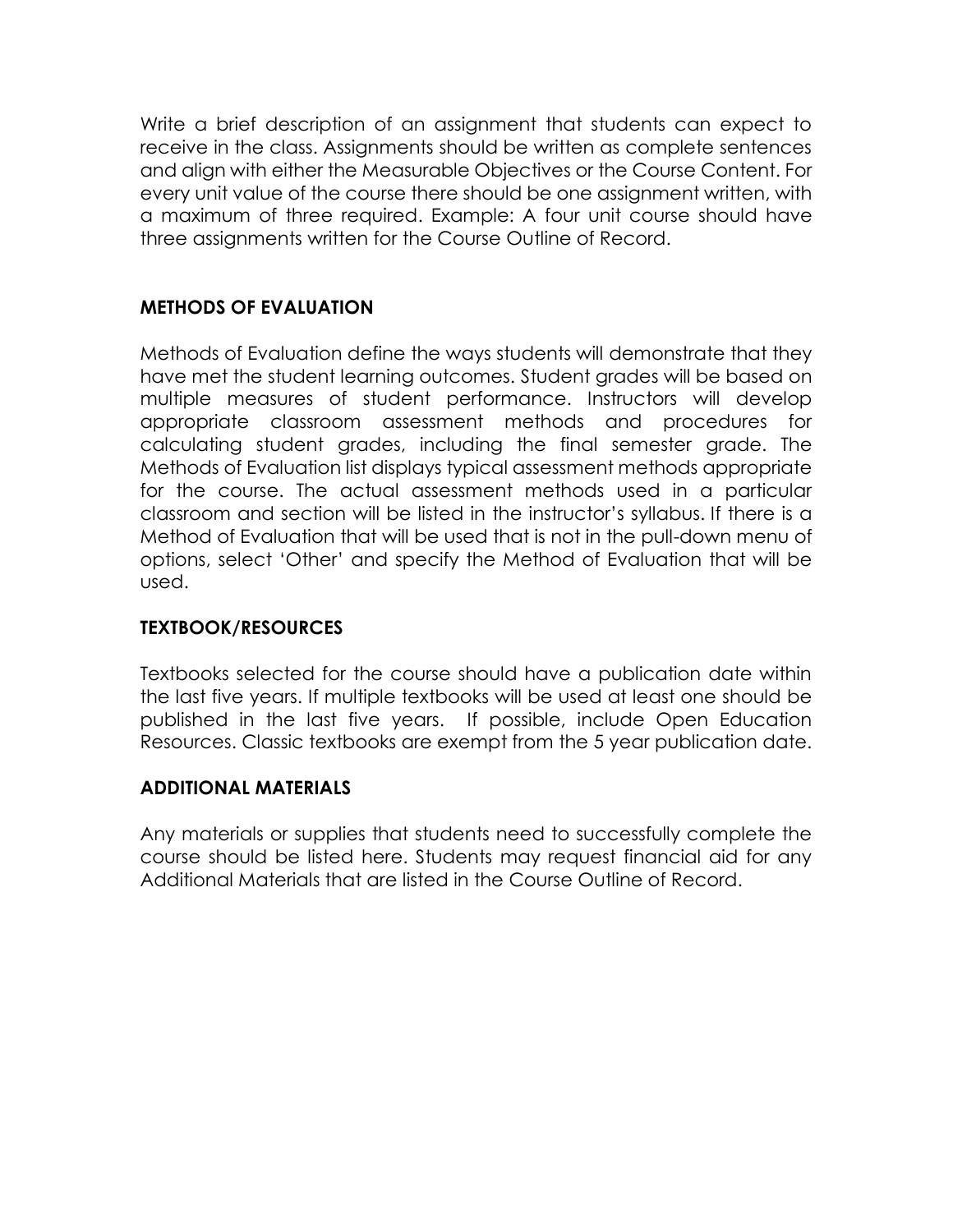Write a brief description of an assignment that students can expect to receive in the class. Assignments should be written as complete sentences and align with either the Measurable Objectives or the Course Content. For every unit value of the course there should be one assignment written, with a maximum of three required. Example: A four unit course should have three assignments written for the Course Outline of Record.

## METHODS OF EVALUATION

Methods of Evaluation define the ways students will demonstrate that they have met the student learning outcomes. Student grades will be based on multiple measures of student performance. Instructors will develop appropriate classroom assessment methods and procedures for calculating student grades, including the final semester grade. The Methods of Evaluation list displays typical assessment methods appropriate for the course. The actual assessment methods used in a particular classroom and section will be listed in the instructor's syllabus. If there is a Method of Evaluation that will be used that is not in the pull-down menu of options, select 'Other' and specify the Method of Evaluation that will be used.

## TEXTBOOK/RESOURCES

Textbooks selected for the course should have a publication date within the last five years. If multiple textbooks will be used at least one should be published in the last five years. If possible, include Open Education Resources. Classic textbooks are exempt from the 5 year publication date.

## ADDITIONAL MATERIALS

Any materials or supplies that students need to successfully complete the course should be listed here. Students may request financial aid for any Additional Materials that are listed in the Course Outline of Record.